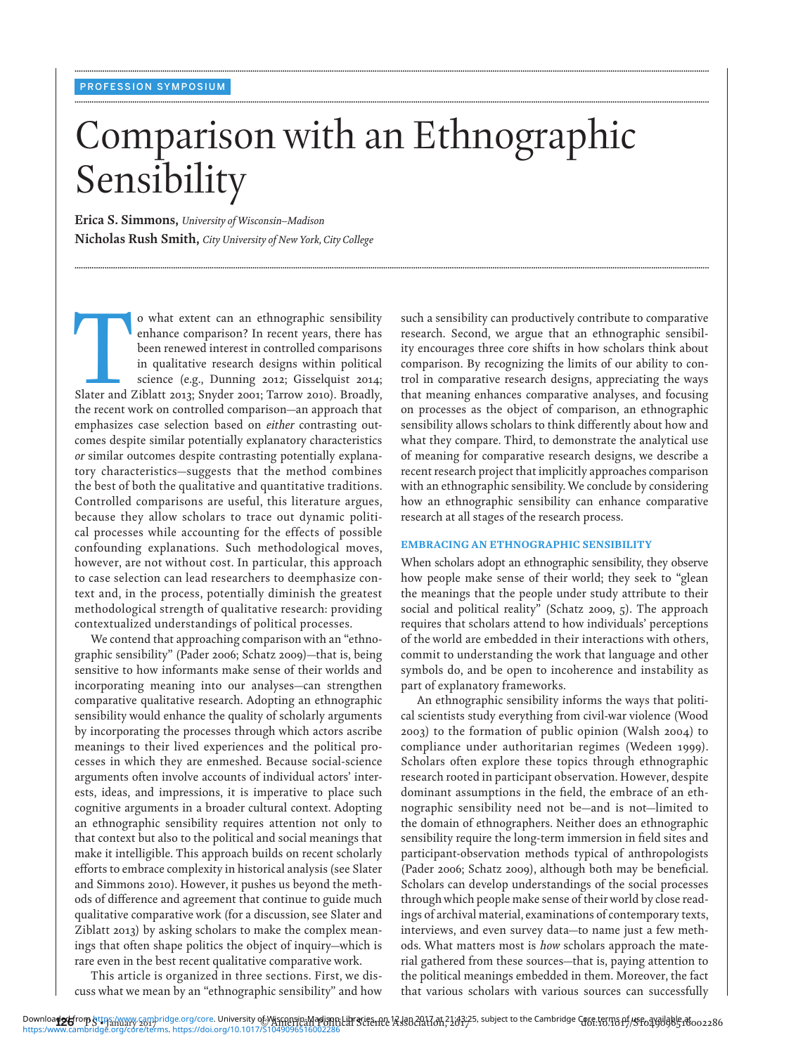PROFESSION SYMPOSIUM

# Comparison with an Ethnographic Sensibility

**Erica S. Simmons,** *University of Wisconsin–Madison*
**Nicholas Rush Smith,** *City University of New York, City College*

To what extent can an ethnographic sensibility enhance comparison? In recent years, there has been renewed interest in controlled comparisons in qualitative research designs within political science (e.g., Dunning 2012; Gisselquist 2014; Slater and Ziblatt 2013; Snyder 2001; Tarrow 2010). Broadly, the recent work on controlled comparison—an approach that emphasizes case selection based on *either* contrasting outcomes despite similar potentially explanatory characteristics *or* similar outcomes despite contrasting potentially explanatory characteristics—suggests that the method combines the best of both the qualitative and quantitative traditions. Controlled comparisons are useful, this literature argues, because they allow scholars to trace out dynamic political processes while accounting for the effects of possible confounding explanations. Such methodological moves, however, are not without cost. In particular, this approach to case selection can lead researchers to deemphasize context and, in the process, potentially diminish the greatest methodological strength of qualitative research: providing contextualized understandings of political processes.

We contend that approaching comparison with an "ethnographic sensibility" (Pader 2006; Schatz 2009)—that is, being sensitive to how informants make sense of their worlds and incorporating meaning into our analyses—can strengthen comparative qualitative research. Adopting an ethnographic sensibility would enhance the quality of scholarly arguments by incorporating the processes through which actors ascribe meanings to their lived experiences and the political processes in which they are enmeshed. Because social-science arguments often involve accounts of individual actors' interests, ideas, and impressions, it is imperative to place such cognitive arguments in a broader cultural context. Adopting an ethnographic sensibility requires attention not only to that context but also to the political and social meanings that make it intelligible. This approach builds on recent scholarly efforts to embrace complexity in historical analysis (see Slater and Simmons 2010). However, it pushes us beyond the methods of difference and agreement that continue to guide much qualitative comparative work (for a discussion, see Slater and Ziblatt 2013) by asking scholars to make the complex meanings that often shape politics the object of inquiry—which is rare even in the best recent qualitative comparative work.

This article is organized in three sections. First, we discuss what we mean by an "ethnographic sensibility" and how such a sensibility can productively contribute to comparative research. Second, we argue that an ethnographic sensibility encourages three core shifts in how scholars think about comparison. By recognizing the limits of our ability to control in comparative research designs, appreciating the ways that meaning enhances comparative analyses, and focusing on processes as the object of comparison, an ethnographic sensibility allows scholars to think differently about how and what they compare. Third, to demonstrate the analytical use of meaning for comparative research designs, we describe a recent research project that implicitly approaches comparison with an ethnographic sensibility. We conclude by considering how an ethnographic sensibility can enhance comparative research at all stages of the research process.

## EMBRACING AN ETHNOGRAPHIC SENSIBILITY

When scholars adopt an ethnographic sensibility, they observe how people make sense of their world; they seek to "glean the meanings that the people under study attribute to their social and political reality" (Schatz 2009, 5). The approach requires that scholars attend to how individuals' perceptions of the world are embedded in their interactions with others, commit to understanding the work that language and other symbols do, and be open to incoherence and instability as part of explanatory frameworks.

An ethnographic sensibility informs the ways that political scientists study everything from civil-war violence (Wood 2003) to the formation of public opinion (Walsh 2004) to compliance under authoritarian regimes (Wedeen 1999). Scholars often explore these topics through ethnographic research rooted in participant observation. However, despite dominant assumptions in the field, the embrace of an ethnographic sensibility need not be—and is not—limited to the domain of ethnographers. Neither does an ethnographic sensibility require the long-term immersion in field sites and participant-observation methods typical of anthropologists (Pader 2006; Schatz 2009), although both may be beneficial. Scholars can develop understandings of the social processes through which people make sense of their world by close readings of archival material, examinations of contemporary texts, interviews, and even survey data—to name just a few methods. What matters most is *how* scholars approach the material gathered from these sources—that is, paying attention to the political meanings embedded in them. Moreover, the fact that various scholars with various sources can successfully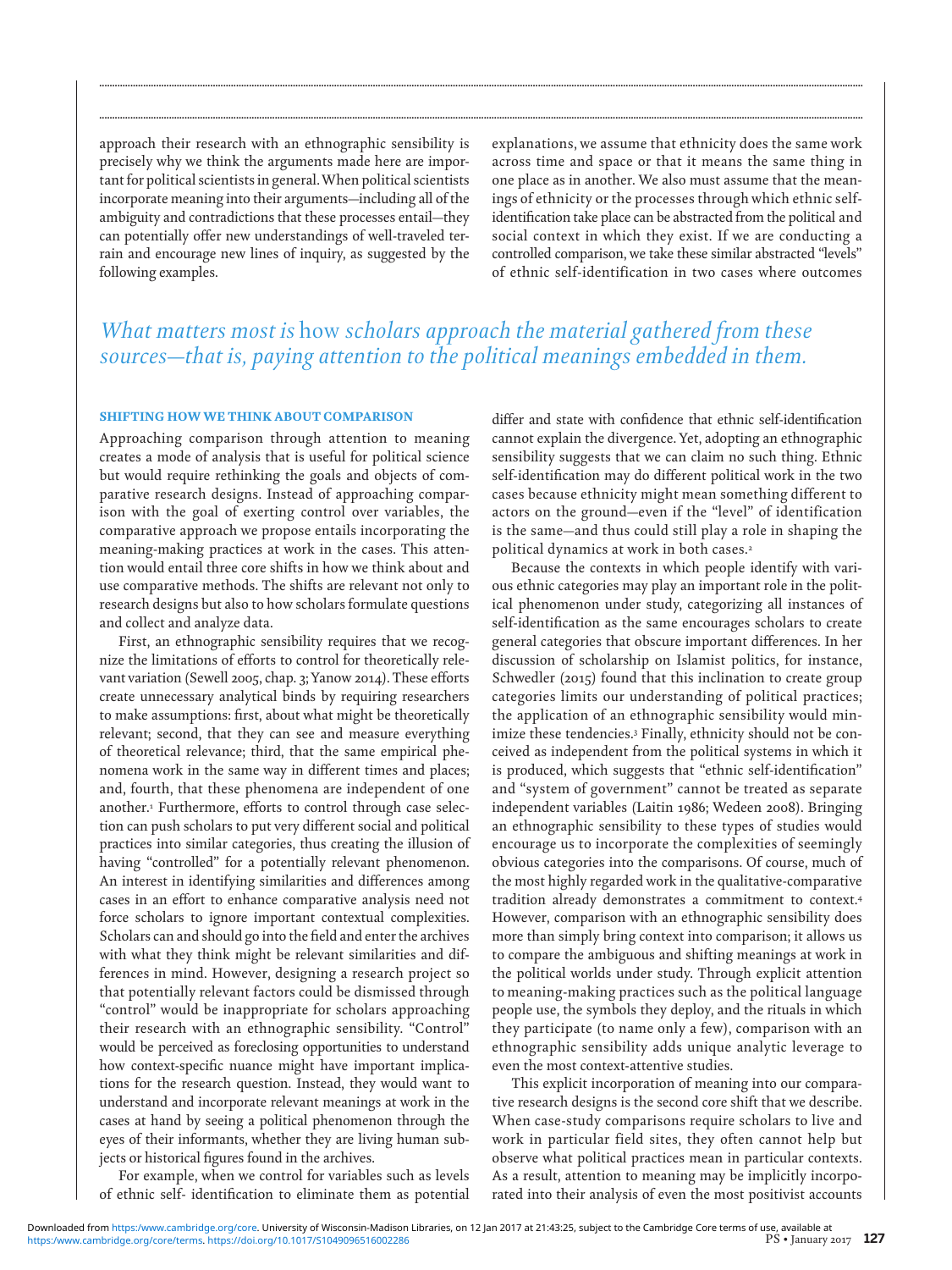approach their research with an ethnographic sensibility is precisely why we think the arguments made here are important for political scientists in general. When political scientists incorporate meaning into their arguments—including all of the ambiguity and contradictions that these processes entail—they can potentially offer new understandings of well-traveled terrain and encourage new lines of inquiry, as suggested by the following examples.

*What matters most is* how *scholars approach the material gathered from these sources—that is, paying attention to the political meanings embedded in them.*

### SHIFTING HOW WE THINK ABOUT COMPARISON

Approaching comparison through attention to meaning creates a mode of analysis that is useful for political science but would require rethinking the goals and objects of comparative research designs. Instead of approaching comparison with the goal of exerting control over variables, the comparative approach we propose entails incorporating the meaning-making practices at work in the cases. This attention would entail three core shifts in how we think about and use comparative methods. The shifts are relevant not only to research designs but also to how scholars formulate questions and collect and analyze data.

First, an ethnographic sensibility requires that we recognize the limitations of efforts to control for theoretically relevant variation (Sewell 2005, chap. 3; Yanow 2014). These efforts create unnecessary analytical binds by requiring researchers to make assumptions: first, about what might be theoretically relevant; second, that they can see and measure everything of theoretical relevance; third, that the same empirical phenomena work in the same way in different times and places; and, fourth, that these phenomena are independent of one another.[1] Furthermore, efforts to control through case selection can push scholars to put very different social and political practices into similar categories, thus creating the illusion of having "controlled" for a potentially relevant phenomenon. An interest in identifying similarities and differences among cases in an effort to enhance comparative analysis need not force scholars to ignore important contextual complexities. Scholars can and should go into the field and enter the archives with what they think might be relevant similarities and differences in mind. However, designing a research project so that potentially relevant factors could be dismissed through "control" would be inappropriate for scholars approaching their research with an ethnographic sensibility. "Control" would be perceived as foreclosing opportunities to understand how context-specific nuance might have important implications for the research question. Instead, they would want to understand and incorporate relevant meanings at work in the cases at hand by seeing a political phenomenon through the eyes of their informants, whether they are living human subjects or historical figures found in the archives.

For example, when we control for variables such as levels of ethnic self- identification to eliminate them as potential explanations, we assume that ethnicity does the same work across time and space or that it means the same thing in one place as in another. We also must assume that the meanings of ethnicity or the processes through which ethnic self-identification take place can be abstracted from the political and social context in which they exist. If we are conducting a controlled comparison, we take these similar abstracted "levels" of ethnic self-identification in two cases where outcomes differ and state with confidence that ethnic self-identification cannot explain the divergence. Yet, adopting an ethnographic sensibility suggests that we can claim no such thing. Ethnic self-identification may do different political work in the two cases because ethnicity might mean something different to actors on the ground—even if the "level" of identification is the same—and thus could still play a role in shaping the political dynamics at work in both cases.[2]

Because the contexts in which people identify with various ethnic categories may play an important role in the political phenomenon under study, categorizing all instances of self-identification as the same encourages scholars to create general categories that obscure important differences. In her discussion of scholarship on Islamist politics, for instance, Schwedler (2015) found that this inclination to create group categories limits our understanding of political practices; the application of an ethnographic sensibility would minimize these tendencies.[3] Finally, ethnicity should not be conceived as independent from the political systems in which it is produced, which suggests that "ethnic self-identification" and "system of government" cannot be treated as separate independent variables (Laitin 1986; Wedeen 2008). Bringing an ethnographic sensibility to these types of studies would encourage us to incorporate the complexities of seemingly obvious categories into the comparisons. Of course, much of the most highly regarded work in the qualitative-comparative tradition already demonstrates a commitment to context.[4] However, comparison with an ethnographic sensibility does more than simply bring context into comparison; it allows us to compare the ambiguous and shifting meanings at work in the political worlds under study. Through explicit attention to meaning-making practices such as the political language people use, the symbols they deploy, and the rituals in which they participate (to name only a few), comparison with an ethnographic sensibility adds unique analytic leverage to even the most context-attentive studies.

This explicit incorporation of meaning into our comparative research designs is the second core shift that we describe. When case-study comparisons require scholars to live and work in particular field sites, they often cannot help but observe what political practices mean in particular contexts. As a result, attention to meaning may be implicitly incorporated into their analysis of even the most positivist accounts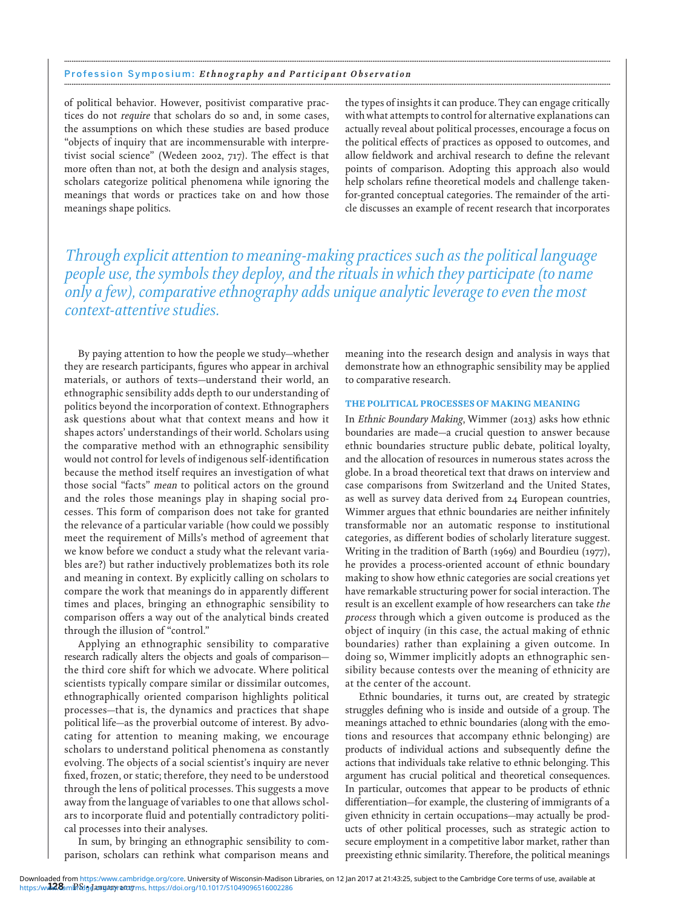of political behavior. However, positivist comparative practices do not *require* that scholars do so and, in some cases, the assumptions on which these studies are based produce "objects of inquiry that are incommensurable with interpretivist social science" (Wedeen 2002, 717). The effect is that more often than not, at both the design and analysis stages, scholars categorize political phenomena while ignoring the meanings that words or practices take on and how those meanings shape politics.

*Through explicit attention to meaning-making practices such as the political language people use, the symbols they deploy, and the rituals in which they participate (to name only a few), comparative ethnography adds unique analytic leverage to even the most context-attentive studies.*

By paying attention to how the people we study—whether they are research participants, figures who appear in archival materials, or authors of texts—understand their world, an ethnographic sensibility adds depth to our understanding of politics beyond the incorporation of context. Ethnographers ask questions about what that context means and how it shapes actors' understandings of their world. Scholars using the comparative method with an ethnographic sensibility would not control for levels of indigenous self-identification because the method itself requires an investigation of what those social "facts" *mean* to political actors on the ground and the roles those meanings play in shaping social processes. This form of comparison does not take for granted the relevance of a particular variable (how could we possibly meet the requirement of Mills's method of agreement that we know before we conduct a study what the relevant variables are?) but rather inductively problematizes both its role and meaning in context. By explicitly calling on scholars to compare the work that meanings do in apparently different times and places, bringing an ethnographic sensibility to comparison offers a way out of the analytical binds created through the illusion of "control."

Applying an ethnographic sensibility to comparative research radically alters the objects and goals of comparison—the third core shift for which we advocate. Where political scientists typically compare similar or dissimilar outcomes, ethnographically oriented comparison highlights political processes—that is, the dynamics and practices that shape political life—as the proverbial outcome of interest. By advocating for attention to meaning making, we encourage scholars to understand political phenomena as constantly evolving. The objects of a social scientist's inquiry are never fixed, frozen, or static; therefore, they need to be understood through the lens of political processes. This suggests a move away from the language of variables to one that allows scholars to incorporate fluid and potentially contradictory political processes into their analyses.

In sum, by bringing an ethnographic sensibility to comparison, scholars can rethink what comparison means and the types of insights it can produce. They can engage critically with what attempts to control for alternative explanations can actually reveal about political processes, encourage a focus on the political effects of practices as opposed to outcomes, and allow fieldwork and archival research to define the relevant points of comparison. Adopting this approach also would help scholars refine theoretical models and challenge taken-for-granted conceptual categories. The remainder of the article discusses an example of recent research that incorporates meaning into the research design and analysis in ways that demonstrate how an ethnographic sensibility may be applied to comparative research.

## THE POLITICAL PROCESSES OF MAKING MEANING

In *Ethnic Boundary Making*, Wimmer (2013) asks how ethnic boundaries are made—a crucial question to answer because ethnic boundaries structure public debate, political loyalty, and the allocation of resources in numerous states across the globe. In a broad theoretical text that draws on interview and case comparisons from Switzerland and the United States, as well as survey data derived from 24 European countries, Wimmer argues that ethnic boundaries are neither infinitely transformable nor an automatic response to institutional categories, as different bodies of scholarly literature suggest. Writing in the tradition of Barth (1969) and Bourdieu (1977), he provides a process-oriented account of ethnic boundary making to show how ethnic categories are social creations yet have remarkable structuring power for social interaction. The result is an excellent example of how researchers can take *the process* through which a given outcome is produced as the object of inquiry (in this case, the actual making of ethnic boundaries) rather than explaining a given outcome. In doing so, Wimmer implicitly adopts an ethnographic sensibility because contests over the meaning of ethnicity are at the center of the account.

Ethnic boundaries, it turns out, are created by strategic struggles defining who is inside and outside of a group. The meanings attached to ethnic boundaries (along with the emotions and resources that accompany ethnic belonging) are products of individual actions and subsequently define the actions that individuals take relative to ethnic belonging. This argument has crucial political and theoretical consequences. In particular, outcomes that appear to be products of ethnic differentiation—for example, the clustering of immigrants of a given ethnicity in certain occupations—may actually be products of other political processes, such as strategic action to secure employment in a competitive labor market, rather than preexisting ethnic similarity. Therefore, the political meanings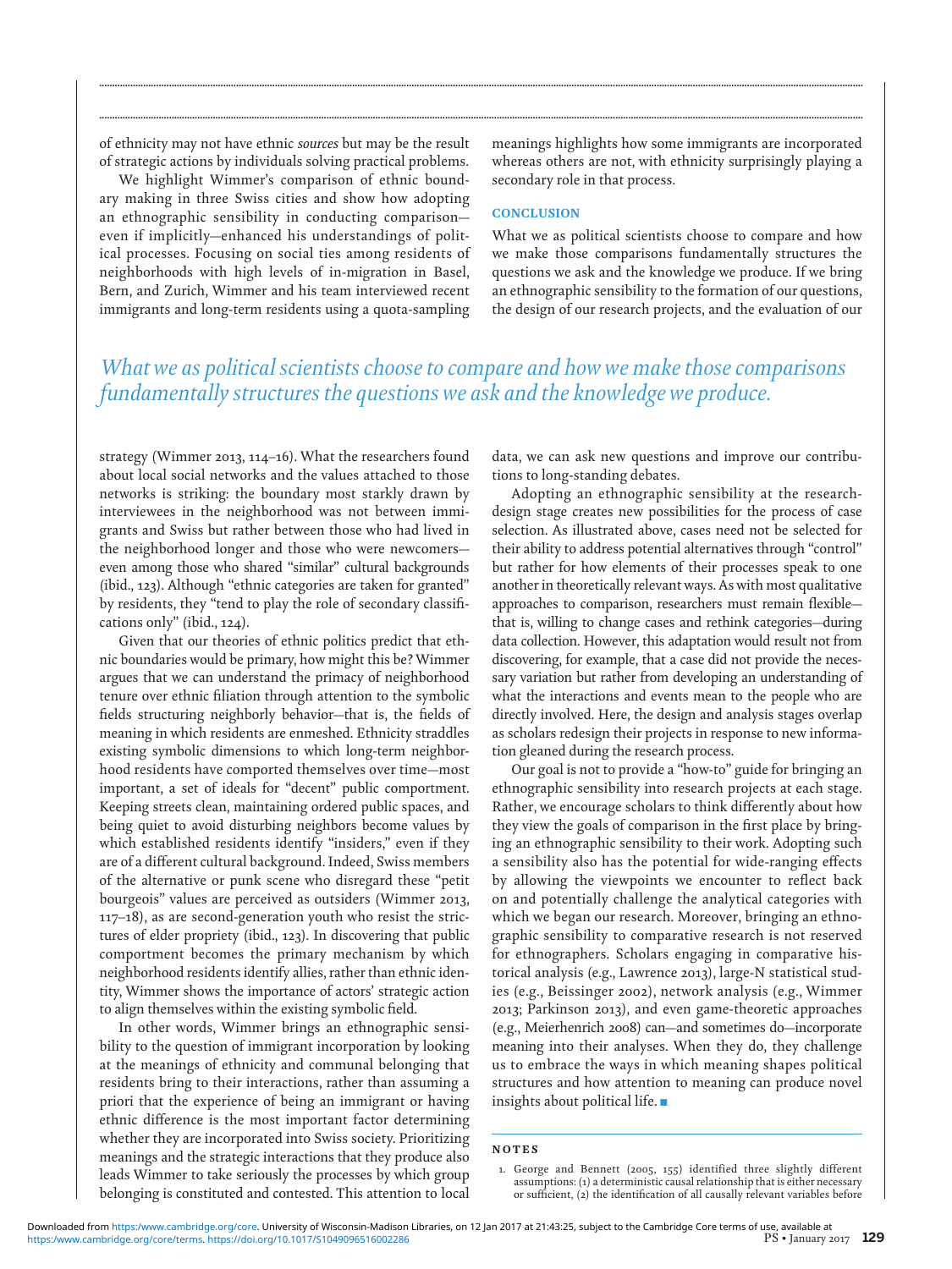of ethnicity may not have ethnic *sources* but may be the result of strategic actions by individuals solving practical problems.

We highlight Wimmer's comparison of ethnic boundary making in three Swiss cities and show how adopting an ethnographic sensibility in conducting comparison—even if implicitly—enhanced his understandings of political processes. Focusing on social ties among residents of neighborhoods with high levels of in-migration in Basel, Bern, and Zurich, Wimmer and his team interviewed recent immigrants and long-term residents using a quota-sampling strategy (Wimmer 2013, 114–16). What the researchers found about local social networks and the values attached to those networks is striking: the boundary most starkly drawn by interviewees in the neighborhood was not between immigrants and Swiss but rather between those who had lived in the neighborhood longer and those who were newcomers—even among those who shared "similar" cultural backgrounds (ibid., 123). Although "ethnic categories are taken for granted" by residents, they "tend to play the role of secondary classifications only" (ibid., 124).

Given that our theories of ethnic politics predict that ethnic boundaries would be primary, how might this be? Wimmer argues that we can understand the primacy of neighborhood tenure over ethnic filiation through attention to the symbolic fields structuring neighborly behavior—that is, the fields of meaning in which residents are enmeshed. Ethnicity straddles existing symbolic dimensions to which long-term neighborhood residents have comported themselves over time—most important, a set of ideals for "decent" public comportment. Keeping streets clean, maintaining ordered public spaces, and being quiet to avoid disturbing neighbors become values by which established residents identify "insiders," even if they are of a different cultural background. Indeed, Swiss members of the alternative or punk scene who disregard these "petit bourgeois" values are perceived as outsiders (Wimmer 2013, 117–18), as are second-generation youth who resist the strictures of elder propriety (ibid., 123). In discovering that public comportment becomes the primary mechanism by which neighborhood residents identify allies, rather than ethnic identity, Wimmer shows the importance of actors' strategic action to align themselves within the existing symbolic field.

In other words, Wimmer brings an ethnographic sensibility to the question of immigrant incorporation by looking at the meanings of ethnicity and communal belonging that residents bring to their interactions, rather than assuming a priori that the experience of being an immigrant or having ethnic difference is the most important factor determining whether they are incorporated into Swiss society. Prioritizing meanings and the strategic interactions that they produce also leads Wimmer to take seriously the processes by which group belonging is constituted and contested. This attention to local meanings highlights how some immigrants are incorporated whereas others are not, with ethnicity surprisingly playing a secondary role in that process.

## CONCLUSION

What we as political scientists choose to compare and how we make those comparisons fundamentally structures the questions we ask and the knowledge we produce. If we bring an ethnographic sensibility to the formation of our questions, the design of our research projects, and the evaluation of our data, we can ask new questions and improve our contributions to long-standing debates.

*What we as political scientists choose to compare and how we make those comparisons fundamentally structures the questions we ask and the knowledge we produce.*

Adopting an ethnographic sensibility at the research-design stage creates new possibilities for the process of case selection. As illustrated above, cases need not be selected for their ability to address potential alternatives through "control" but rather for how elements of their processes speak to one another in theoretically relevant ways. As with most qualitative approaches to comparison, researchers must remain flexible—that is, willing to change cases and rethink categories—during data collection. However, this adaptation would result not from discovering, for example, that a case did not provide the necessary variation but rather from developing an understanding of what the interactions and events mean to the people who are directly involved. Here, the design and analysis stages overlap as scholars redesign their projects in response to new information gleaned during the research process.

Our goal is not to provide a "how-to" guide for bringing an ethnographic sensibility into research projects at each stage. Rather, we encourage scholars to think differently about how they view the goals of comparison in the first place by bringing an ethnographic sensibility to their work. Adopting such a sensibility also has the potential for wide-ranging effects by allowing the viewpoints we encounter to reflect back on and potentially challenge the analytical categories with which we began our research. Moreover, bringing an ethnographic sensibility to comparative research is not reserved for ethnographers. Scholars engaging in comparative historical analysis (e.g., Lawrence 2013), large-N statistical studies (e.g., Beissinger 2002), network analysis (e.g., Wimmer 2013; Parkinson 2013), and even game-theoretic approaches (e.g., Meierhenrich 2008) can—and sometimes do—incorporate meaning into their analyses. When they do, they challenge us to embrace the ways in which meaning shapes political structures and how attention to meaning can produce novel insights about political life. ■

## NOTES

1. George and Bennett (2005, 155) identified three slightly different assumptions: (1) a deterministic causal relationship that is either necessary or sufficient, (2) the identification of all causally relevant variables before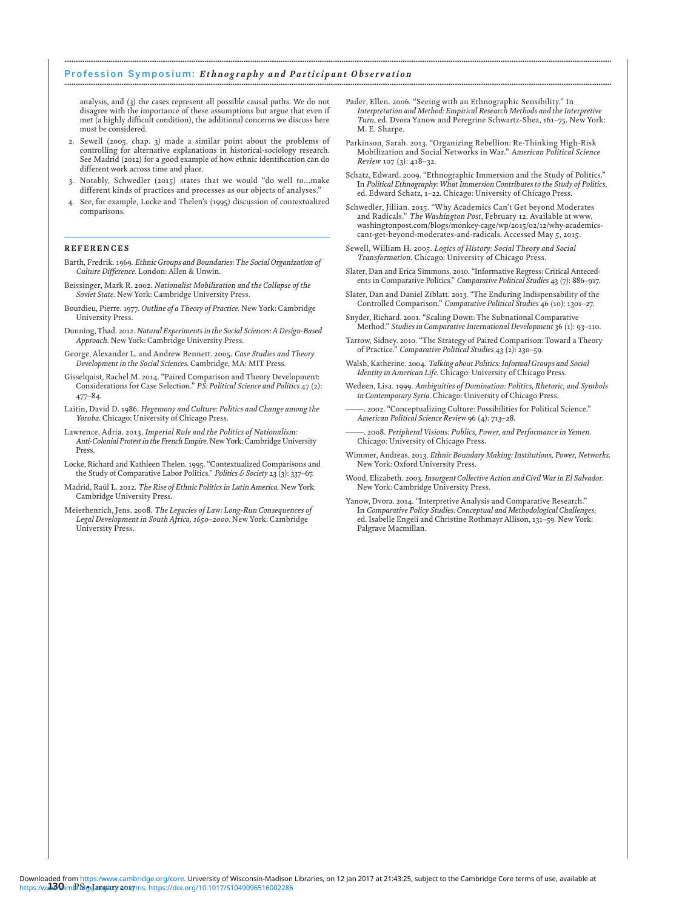analysis, and (3) the cases represent all possible causal paths. We do not disagree with the importance of these assumptions but argue that even if met (a highly difficult condition), the additional concerns we discuss here must be considered.

2. Sewell (2005, chap. 3) made a similar point about the problems of controlling for alternative explanations in historical-sociology research. See Madrid (2012) for a good example of how ethnic identification can do different work across time and place.
3. Notably, Schwedler (2015) states that we would "do well to…make different kinds of practices and processes as our objects of analyses."
4. See, for example, Locke and Thelen's (1995) discussion of contextualized comparisons.

## REFERENCES

Barth, Fredrik. 1969. *Ethnic Groups and Boundaries: The Social Organization of Culture Difference*. London: Allen & Unwin.

Beissinger, Mark R. 2002. *Nationalist Mobilization and the Collapse of the Soviet State*. New York: Cambridge University Press.

Bourdieu, Pierre. 1977. *Outline of a Theory of Practice*. New York: Cambridge University Press.

Dunning, Thad. 2012. *Natural Experiments in the Social Sciences: A Design-Based Approach*. New York: Cambridge University Press.

George, Alexander L. and Andrew Bennett. 2005. *Case Studies and Theory Development in the Social Sciences*. Cambridge, MA: MIT Press.

Gisselquist, Rachel M. 2014. "Paired Comparison and Theory Development: Considerations for Case Selection." *PS: Political Science and Politics* 47 (2): 477–84.

Laitin, David D. 1986. *Hegemony and Culture: Politics and Change among the Yoruba*. Chicago: University of Chicago Press.

Lawrence, Adria. 2013. *Imperial Rule and the Politics of Nationalism: Anti-Colonial Protest in the French Empire*. New York: Cambridge University Press.

Locke, Richard and Kathleen Thelen. 1995. "Contextualized Comparisons and the Study of Comparative Labor Politics." *Politics & Society* 23 (3): 337–67.

Madrid, Raúl L. 2012. *The Rise of Ethnic Politics in Latin America*. New York: Cambridge University Press.

Meierhenrich, Jens. 2008. *The Legacies of Law: Long-Run Consequences of Legal Development in South Africa, 1650–2000*. New York: Cambridge University Press.

Pader, Ellen. 2006. "Seeing with an Ethnographic Sensibility." In *Interpretation and Method: Empirical Research Methods and the Interpretive Turn*, ed. Dvora Yanow and Peregrine Schwartz-Shea, 161–75. New York: M. E. Sharpe.

Parkinson, Sarah. 2013. "Organizing Rebellion: Re-Thinking High-Risk Mobilization and Social Networks in War." *American Political Science Review* 107 (3): 418–32.

Schatz, Edward. 2009. "Ethnographic Immersion and the Study of Politics." In *Political Ethnography: What Immersion Contributes to the Study of Politics*, ed. Edward Schatz, 1–22. Chicago: University of Chicago Press.

Schwedler, Jillian. 2015. "Why Academics Can't Get beyond Moderates and Radicals." *The Washington Post*, February 12. Available at www.washingtonpost.com/blogs/monkey-cage/wp/2015/02/12/why-academics-cant-get-beyond-moderates-and-radicals. Accessed May 5, 2015.

Sewell, William H. 2005. *Logics of History: Social Theory and Social Transformation*. Chicago: University of Chicago Press.

Slater, Dan and Erica Simmons. 2010. "Informative Regress: Critical Antecedents in Comparative Politics." *Comparative Political Studies* 43 (7): 886–917.

Slater, Dan and Daniel Ziblatt. 2013. "The Enduring Indispensability of the Controlled Comparison." *Comparative Political Studies* 46 (10): 1301–27.

Snyder, Richard. 2001. "Scaling Down: The Subnational Comparative Method." *Studies in Comparative International Development* 36 (1): 93–110.

Tarrow, Sidney. 2010. "The Strategy of Paired Comparison: Toward a Theory of Practice." *Comparative Political Studies* 43 (2): 230–59.

Walsh, Katherine. 2004. *Talking about Politics: Informal Groups and Social Identity in American Life*. Chicago: University of Chicago Press.

Wedeen, Lisa. 1999. *Ambiguities of Domination: Politics, Rhetoric, and Symbols in Contemporary Syria*. Chicago: University of Chicago Press.

———. 2002. "Conceptualizing Culture: Possibilities for Political Science." *American Political Science Review* 96 (4): 713–28.

———. 2008. *Peripheral Visions: Publics, Power, and Performance in Yemen*. Chicago: University of Chicago Press.

Wimmer, Andreas. 2013. *Ethnic Boundary Making: Institutions, Power, Networks*. New York: Oxford University Press.

Wood, Elizabeth. 2003. *Insurgent Collective Action and Civil War in El Salvador*. New York: Cambridge University Press.

Yanow, Dvora. 2014. "Interpretive Analysis and Comparative Research." In *Comparative Policy Studies: Conceptual and Methodological Challenges*, ed. Isabelle Engeli and Christine Rothmayr Allison, 131–59. New York: Palgrave Macmillan.